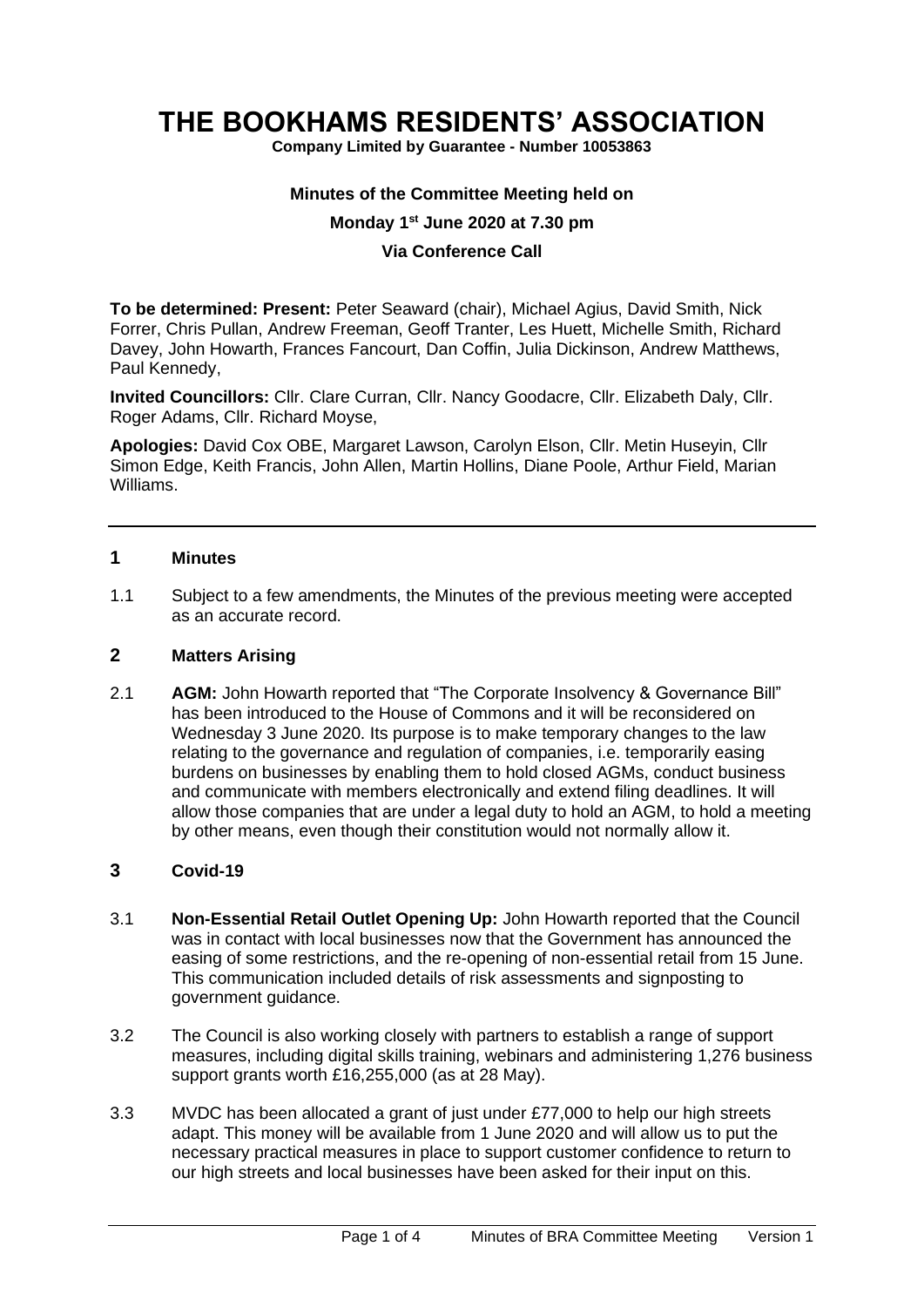# THE BOOKHAMS RESIDENTS' ASSOCIATION

**Company Limited by Guarantee - Number 10053863**

**Minutes of the Committee Meeting held on**

**Monday 1st June 2020 at 7.30 pm**

**Via Conference Call**

**To be determined: Present:** Peter Seaward (chair), Michael Agius, David Smith, Nick Forrer, Chris Pullan, Andrew Freeman, Geoff Tranter, Les Huett, Michelle Smith, Richard Davey, John Howarth, Frances Fancourt, Dan Coffin, Julia Dickinson, Andrew Matthews, Paul Kennedy,

**Invited Councillors:** Cllr. Clare Curran, Cllr. Nancy Goodacre, Cllr. Elizabeth Daly, Cllr. Roger Adams, Cllr. Richard Moyse,

**Apologies:** David Cox OBE, Margaret Lawson, Carolyn Elson, Cllr. Metin Huseyin, Cllr Simon Edge, Keith Francis, John Allen, Martin Hollins, Diane Poole, Arthur Field, Marian Williams.

---

## 1 Minutes

1.1 Subject to a few amendments, the Minutes of the previous meeting were accepted as an accurate record.

## 2 Matters Arising

2.1 **AGM:** John Howarth reported that "The Corporate Insolvency & Governance Bill" has been introduced to the House of Commons and it will be reconsidered on Wednesday 3 June 2020. Its purpose is to make temporary changes to the law relating to the governance and regulation of companies, i.e. temporarily easing burdens on businesses by enabling them to hold closed AGMs, conduct business and communicate with members electronically and extend filing deadlines. It will allow those companies that are under a legal duty to hold an AGM, to hold a meeting by other means, even though their constitution would not normally allow it.

## 3 Covid-19

3.1 **Non-Essential Retail Outlet Opening Up:** John Howarth reported that the Council was in contact with local businesses now that the Government has announced the easing of some restrictions, and the re-opening of non-essential retail from 15 June. This communication included details of risk assessments and signposting to government guidance.

3.2 The Council is also working closely with partners to establish a range of support measures, including digital skills training, webinars and administering 1,276 business support grants worth £16,255,000 (as at 28 May).

3.3 MVDC has been allocated a grant of just under £77,000 to help our high streets adapt. This money will be available from 1 June 2020 and will allow us to put the necessary practical measures in place to support customer confidence to return to our high streets and local businesses have been asked for their input on this.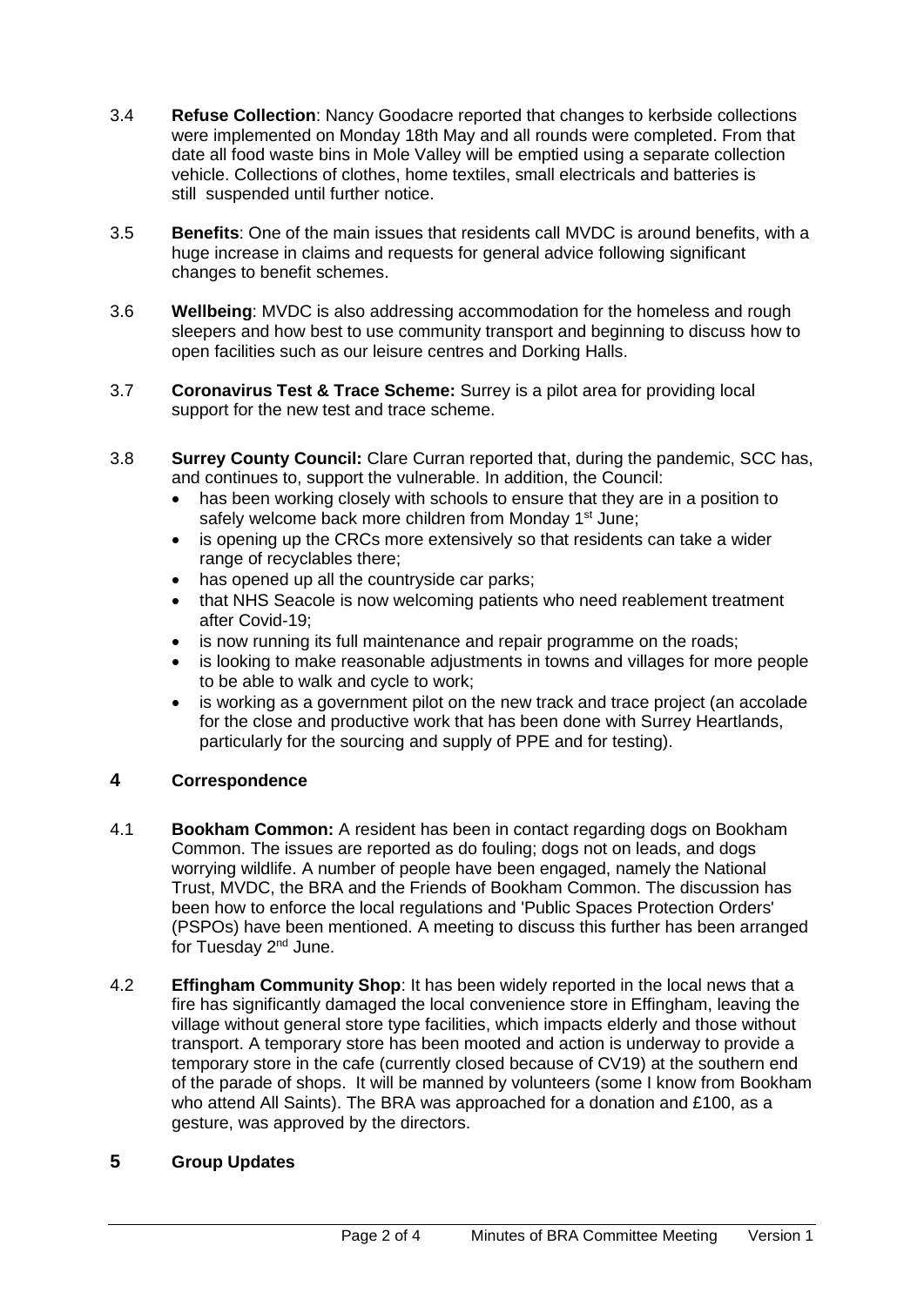3.4 **Refuse Collection**: Nancy Goodacre reported that changes to kerbside collections were implemented on Monday 18th May and all rounds were completed. From that date all food waste bins in Mole Valley will be emptied using a separate collection vehicle. Collections of clothes, home textiles, small electricals and batteries is still suspended until further notice.

3.5 **Benefits**: One of the main issues that residents call MVDC is around benefits, with a huge increase in claims and requests for general advice following significant changes to benefit schemes.

3.6 **Wellbeing**: MVDC is also addressing accommodation for the homeless and rough sleepers and how best to use community transport and beginning to discuss how to open facilities such as our leisure centres and Dorking Halls.

3.7 **Coronavirus Test & Trace Scheme:** Surrey is a pilot area for providing local support for the new test and trace scheme.

3.8 **Surrey County Council:** Clare Curran reported that, during the pandemic, SCC has, and continues to, support the vulnerable. In addition, the Council:

- has been working closely with schools to ensure that they are in a position to safely welcome back more children from Monday 1st June;
- is opening up the CRCs more extensively so that residents can take a wider range of recyclables there;
- has opened up all the countryside car parks;
- that NHS Seacole is now welcoming patients who need reablement treatment after Covid-19;
- is now running its full maintenance and repair programme on the roads;
- is looking to make reasonable adjustments in towns and villages for more people to be able to walk and cycle to work;
- is working as a government pilot on the new track and trace project (an accolade for the close and productive work that has been done with Surrey Heartlands, particularly for the sourcing and supply of PPE and for testing).

## 4 Correspondence

4.1 **Bookham Common:** A resident has been in contact regarding dogs on Bookham Common. The issues are reported as do fouling; dogs not on leads, and dogs worrying wildlife. A number of people have been engaged, namely the National Trust, MVDC, the BRA and the Friends of Bookham Common. The discussion has been how to enforce the local regulations and 'Public Spaces Protection Orders' (PSPOs) have been mentioned. A meeting to discuss this further has been arranged for Tuesday 2nd June.

4.2 **Effingham Community Shop**: It has been widely reported in the local news that a fire has significantly damaged the local convenience store in Effingham, leaving the village without general store type facilities, which impacts elderly and those without transport. A temporary store has been mooted and action is underway to provide a temporary store in the cafe (currently closed because of CV19) at the southern end of the parade of shops. It will be manned by volunteers (some I know from Bookham who attend All Saints). The BRA was approached for a donation and £100, as a gesture, was approved by the directors.

## 5 Group Updates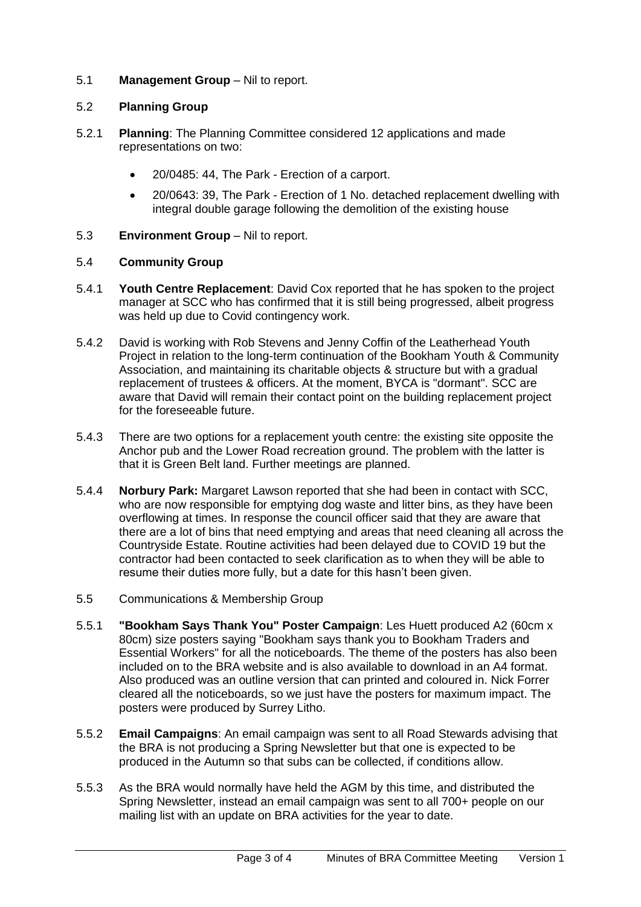5.1 **Management Group** – Nil to report.

5.2 **Planning Group**

5.2.1 **Planning**: The Planning Committee considered 12 applications and made representations on two:

- 20/0485: 44, The Park - Erection of a carport.
- 20/0643: 39, The Park - Erection of 1 No. detached replacement dwelling with integral double garage following the demolition of the existing house

5.3 **Environment Group** – Nil to report.

5.4 **Community Group**

5.4.1 **Youth Centre Replacement**: David Cox reported that he has spoken to the project manager at SCC who has confirmed that it is still being progressed, albeit progress was held up due to Covid contingency work.

5.4.2 David is working with Rob Stevens and Jenny Coffin of the Leatherhead Youth Project in relation to the long-term continuation of the Bookham Youth & Community Association, and maintaining its charitable objects & structure but with a gradual replacement of trustees & officers. At the moment, BYCA is "dormant". SCC are aware that David will remain their contact point on the building replacement project for the foreseeable future.

5.4.3 There are two options for a replacement youth centre: the existing site opposite the Anchor pub and the Lower Road recreation ground. The problem with the latter is that it is Green Belt land. Further meetings are planned.

5.4.4 **Norbury Park:** Margaret Lawson reported that she had been in contact with SCC, who are now responsible for emptying dog waste and litter bins, as they have been overflowing at times. In response the council officer said that they are aware that there are a lot of bins that need emptying and areas that need cleaning all across the Countryside Estate. Routine activities had been delayed due to COVID 19 but the contractor had been contacted to seek clarification as to when they will be able to resume their duties more fully, but a date for this hasn't been given.

5.5 Communications & Membership Group

5.5.1 **"Bookham Says Thank You" Poster Campaign**: Les Huett produced A2 (60cm x 80cm) size posters saying "Bookham says thank you to Bookham Traders and Essential Workers" for all the noticeboards. The theme of the posters has also been included on to the BRA website and is also available to download in an A4 format. Also produced was an outline version that can printed and coloured in. Nick Forrer cleared all the noticeboards, so we just have the posters for maximum impact. The posters were produced by Surrey Litho.

5.5.2 **Email Campaigns**: An email campaign was sent to all Road Stewards advising that the BRA is not producing a Spring Newsletter but that one is expected to be produced in the Autumn so that subs can be collected, if conditions allow.

5.5.3 As the BRA would normally have held the AGM by this time, and distributed the Spring Newsletter, instead an email campaign was sent to all 700+ people on our mailing list with an update on BRA activities for the year to date.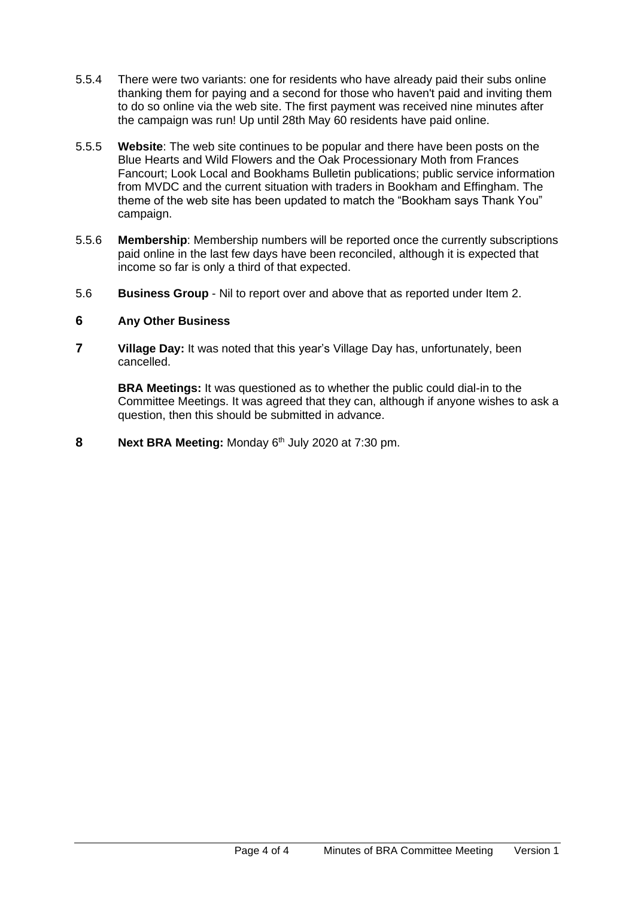5.5.4 There were two variants: one for residents who have already paid their subs online thanking them for paying and a second for those who haven't paid and inviting them to do so online via the web site. The first payment was received nine minutes after the campaign was run! Up until 28th May 60 residents have paid online.

5.5.5 **Website**: The web site continues to be popular and there have been posts on the Blue Hearts and Wild Flowers and the Oak Processionary Moth from Frances Fancourt; Look Local and Bookhams Bulletin publications; public service information from MVDC and the current situation with traders in Bookham and Effingham. The theme of the web site has been updated to match the "Bookham says Thank You" campaign.

5.5.6 **Membership**: Membership numbers will be reported once the currently subscriptions paid online in the last few days have been reconciled, although it is expected that income so far is only a third of that expected.

5.6 **Business Group** - Nil to report over and above that as reported under Item 2.

## 6 Any Other Business

**7** **Village Day:** It was noted that this year's Village Day has, unfortunately, been cancelled.

**BRA Meetings:** It was questioned as to whether the public could dial-in to the Committee Meetings. It was agreed that they can, although if anyone wishes to ask a question, then this should be submitted in advance.

**8** **Next BRA Meeting:** Monday 6th July 2020 at 7:30 pm.